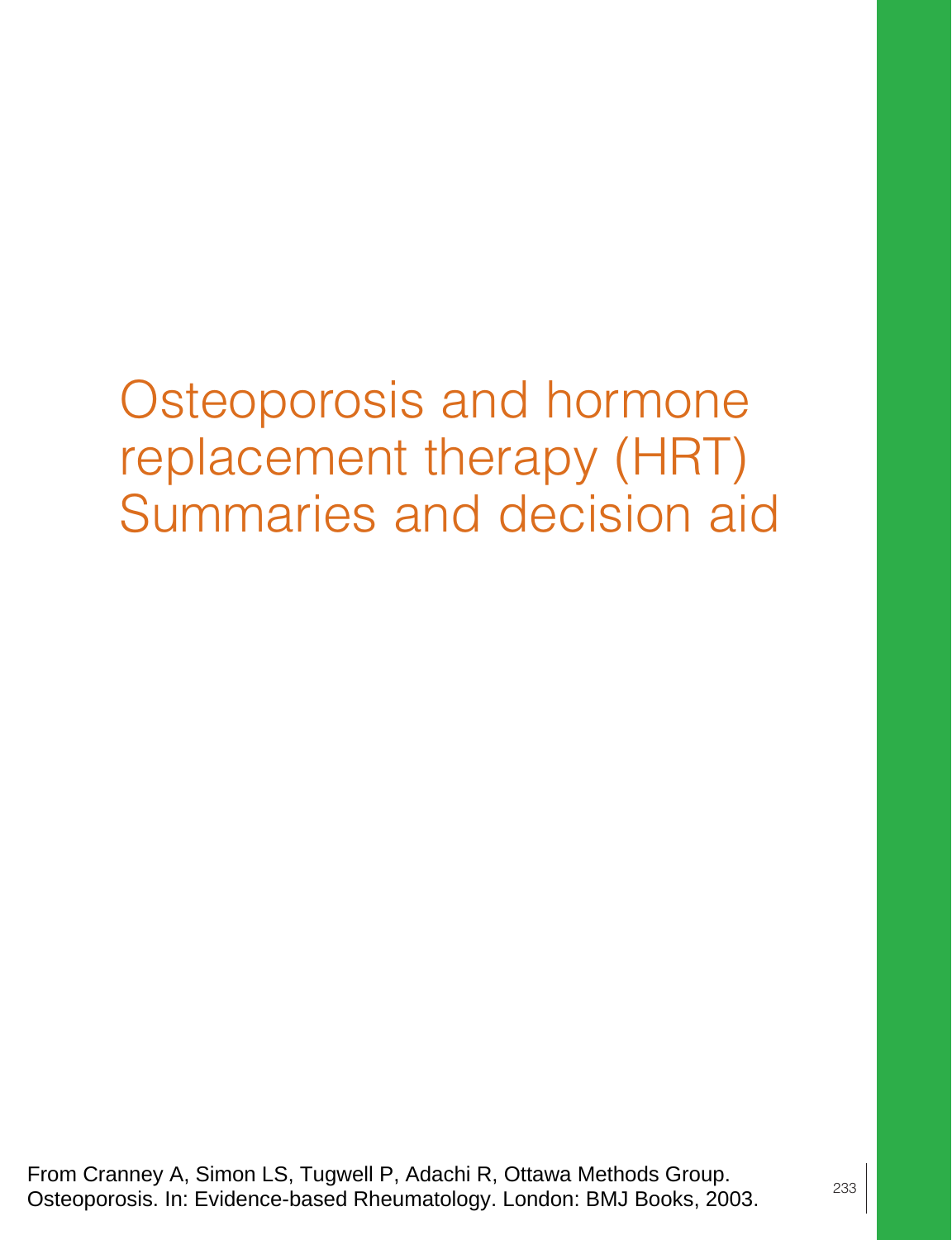# Osteoporosis and hormone replacement therapy (HRT) Summaries and decision aid

From Cranney A, Simon LS, Tugwell P, Adachi R, Ottawa Methods Group. Osteoporosis. In: Evidence-based Rheumatology. London: BMJ Books, 2003.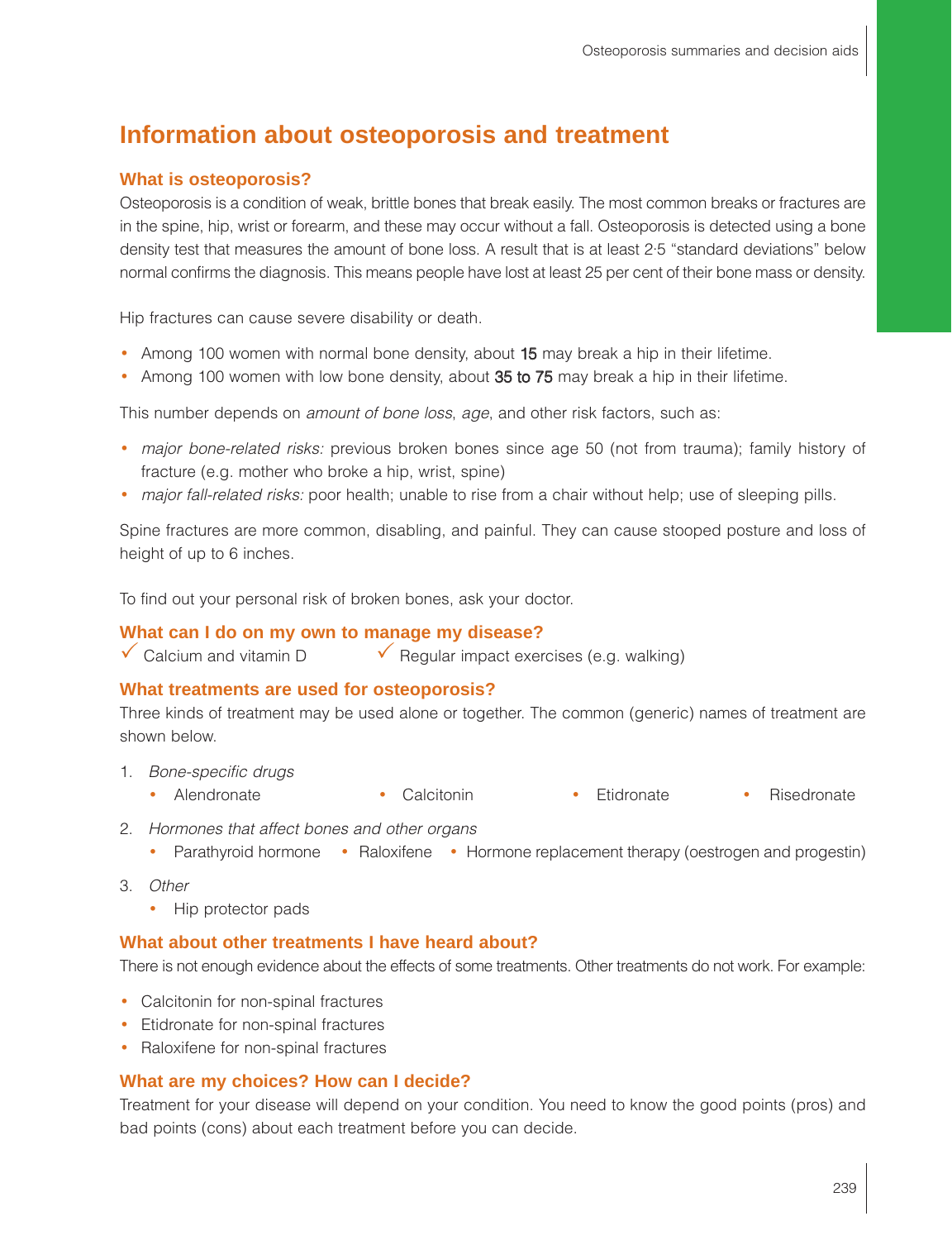# Information about osteoporosis and treatment

## What is osteoporosis?

Osteoporosis is a condition of weak, brittle bones that break easily. The most common breaks or fractures are in the spine, hip, wrist or forearm, and these may occur without a fall. Osteoporosis is detected using a bone density test that measures the amount of bone loss. A result that is at least 2·5 "standard deviations" below normal confirms the diagnosis. This means people have lost at least 25 per cent of their bone mass or density.

Hip fractures can cause severe disability or death.

- Among 100 women with normal bone density, about **15** may break a hip in their lifetime.
- Among 100 women with low bone density, about **35 to 75** may break a hip in their lifetime.

This number depends on *amount of bone loss*, *age*, and other risk factors, such as:

- *major bone-related risks:* previous broken bones since age 50 (not from trauma); family history of fracture (e.g. mother who broke a hip, wrist, spine)
- *major fall-related risks:* poor health; unable to rise from a chair without help; use of sleeping pills.

Spine fractures are more common, disabling, and painful. They can cause stooped posture and loss of height of up to 6 inches.

To find out your personal risk of broken bones, ask your doctor.

## What can I do on my own to manage my disease?

✓ Calcium and vitamin D ✓ Regular impact exercises (e.g. walking)

## What treatments are used for osteoporosis?

Three kinds of treatment may be used alone or together. The common (generic) names of treatment are shown below.

1. *Bone-specific drugs*
   - Alendronate
   - Calcitonin
   - Etidronate
   - Risedronate
2. *Hormones that affect bones and other organs*
   - Parathyroid hormone
   - Raloxifene
   - Hormone replacement therapy (oestrogen and progestin)
3. *Other*
   - Hip protector pads

## What about other treatments I have heard about?

There is not enough evidence about the effects of some treatments. Other treatments do not work. For example:

- Calcitonin for non-spinal fractures
- Etidronate for non-spinal fractures
- Raloxifene for non-spinal fractures

## What are my choices? How can I decide?

Treatment for your disease will depend on your condition. You need to know the good points (pros) and bad points (cons) about each treatment before you can decide.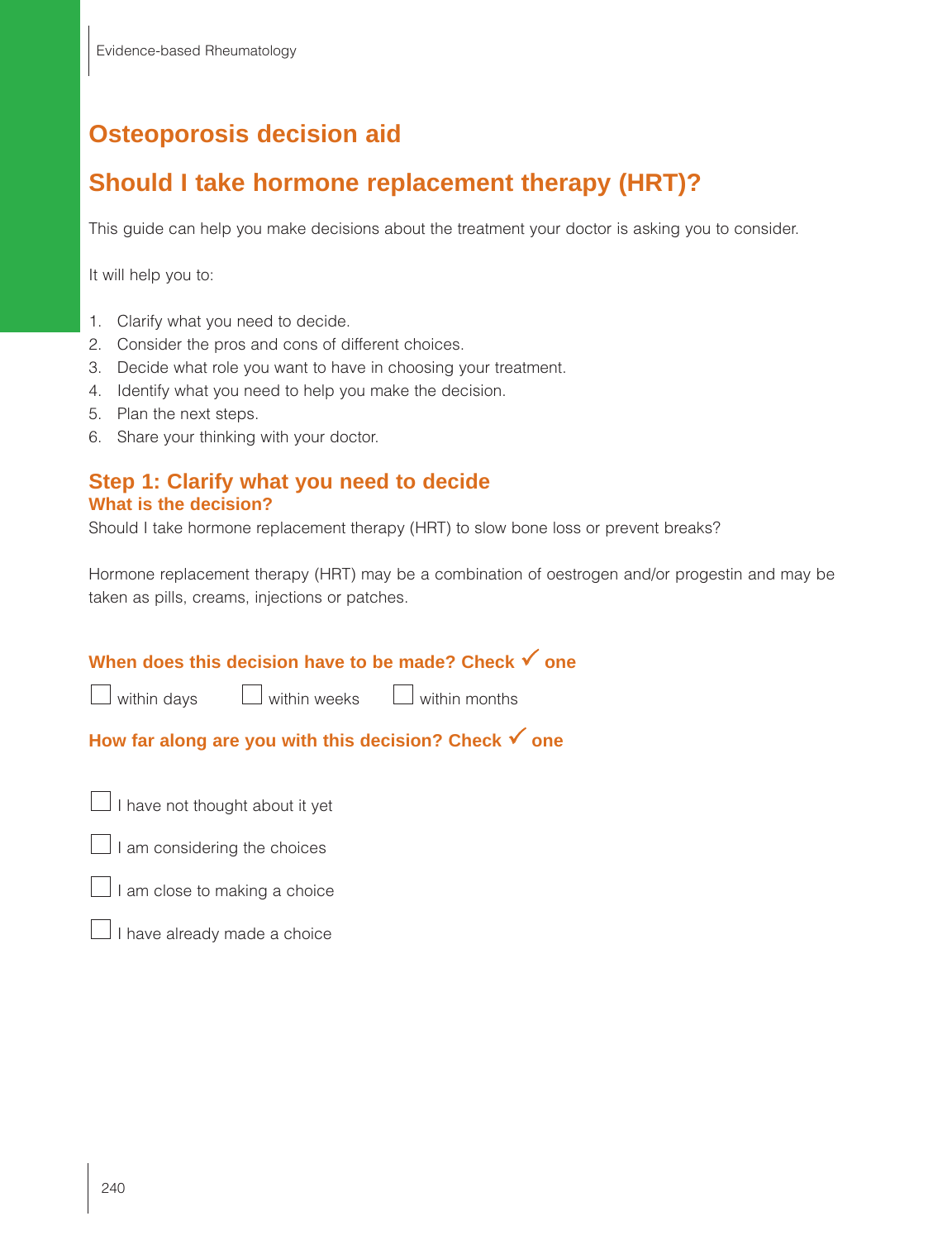# Osteoporosis decision aid

## Should I take hormone replacement therapy (HRT)?

This guide can help you make decisions about the treatment your doctor is asking you to consider.

It will help you to:

1. Clarify what you need to decide.
2. Consider the pros and cons of different choices.
3. Decide what role you want to have in choosing your treatment.
4. Identify what you need to help you make the decision.
5. Plan the next steps.
6. Share your thinking with your doctor.

## Step 1: Clarify what you need to decide

### What is the decision?

Should I take hormone replacement therapy (HRT) to slow bone loss or prevent breaks?

Hormone replacement therapy (HRT) may be a combination of oestrogen and/or progestin and may be taken as pills, creams, injections or patches.

### When does this decision have to be made? Check ✓ one

☐ within days ☐ within weeks ☐ within months

### How far along are you with this decision? Check ✓ one

☐ I have not thought about it yet

☐ I am considering the choices

☐ I am close to making a choice

☐ I have already made a choice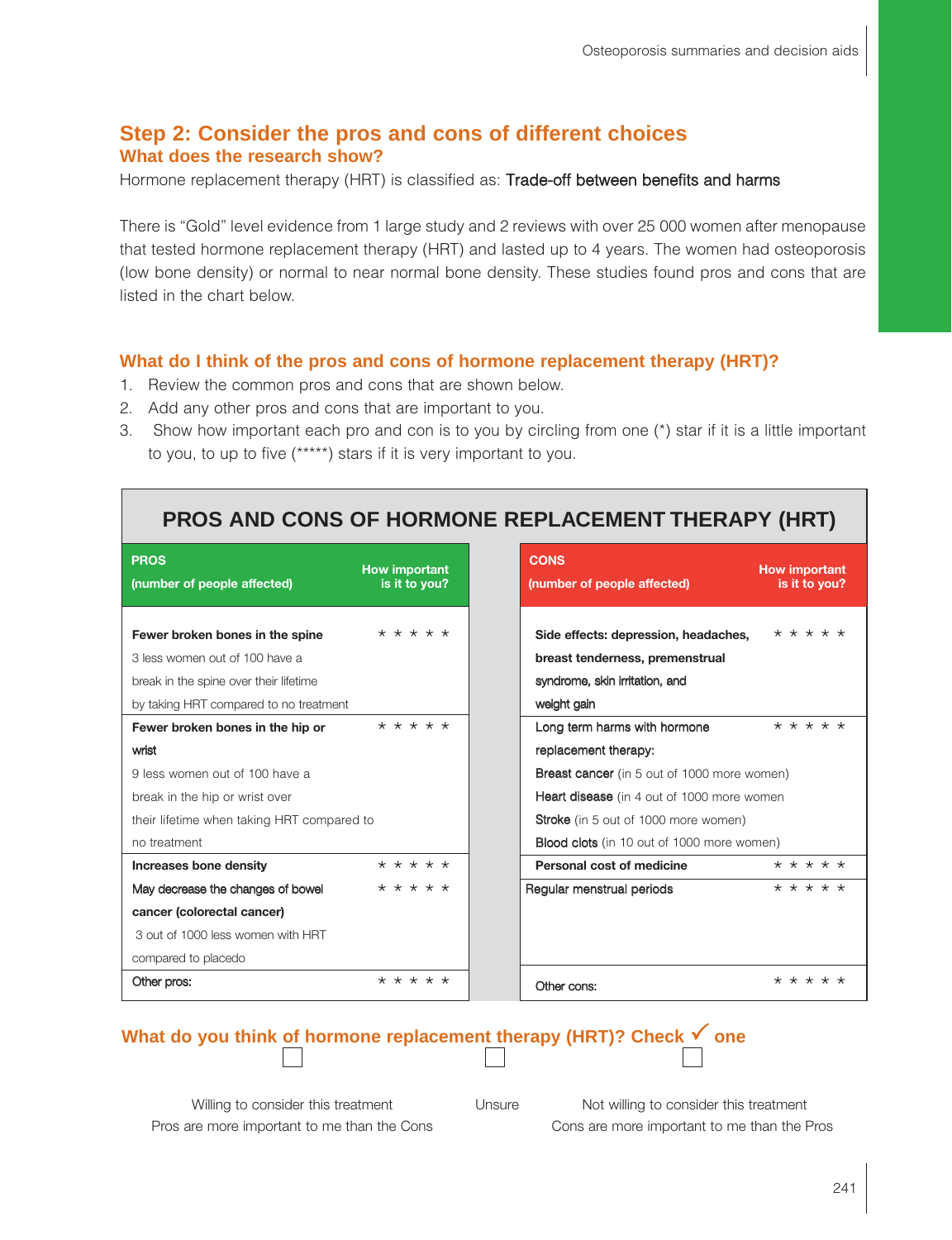## Step 2: Consider the pros and cons of different choices

### What does the research show?

Hormone replacement therapy (HRT) is classified as: Trade-off between benefits and harms

There is "Gold" level evidence from 1 large study and 2 reviews with over 25 000 women after menopause that tested hormone replacement therapy (HRT) and lasted up to 4 years. The women had osteoporosis (low bone density) or normal to near normal bone density. These studies found pros and cons that are listed in the chart below.

### What do I think of the pros and cons of hormone replacement therapy (HRT)?

1. Review the common pros and cons that are shown below.
2. Add any other pros and cons that are important to you.
3. Show how important each pro and con is to you by circling from one (*) star if it is a little important to you, to up to five (*****) stars if it is very important to you.

**PROS AND CONS OF HORMONE REPLACEMENT THERAPY (HRT)**

| PROS (number of people affected) | How important is it to you? | CONS (number of people affected) | How important is it to you? |
|---|---|---|---|
| **Fewer broken bones in the spine** 3 less women out of 100 have a break in the spine over their lifetime by taking HRT compared to no treatment | * * * * * | **Side effects: depression, headaches, breast tenderness, premenstrual syndrome, skin irritation, and weight gain** | * * * * * |
| **Fewer broken bones in the hip or wrist** 9 less women out of 100 have a break in the hip or wrist over their lifetime when taking HRT compared to no treatment | * * * * * | Long term harms with hormone replacement therapy: **Breast cancer** (in 5 out of 1000 more women) **Heart disease** (in 4 out of 1000 more women **Stroke** (in 5 out of 1000 more women) **Blood clots** (in 10 out of 1000 more women) | * * * * * |
| **Increases bone density** | * * * * * | **Personal cost of medicine** | * * * * * |
| **May decrease the changes of bowel cancer (colorectal cancer)** 3 out of 1000 less women with HRT compared to placedo | * * * * * | Regular menstrual periods | * * * * * |
| Other pros: | * * * * * | Other cons: | * * * * * |

### What do you think of hormone replacement therapy (HRT)? Check ✓ one

☐ Willing to consider this treatment
Pros are more important to me than the Cons

☐ Unsure

☐ Not willing to consider this treatment
Cons are more important to me than the Pros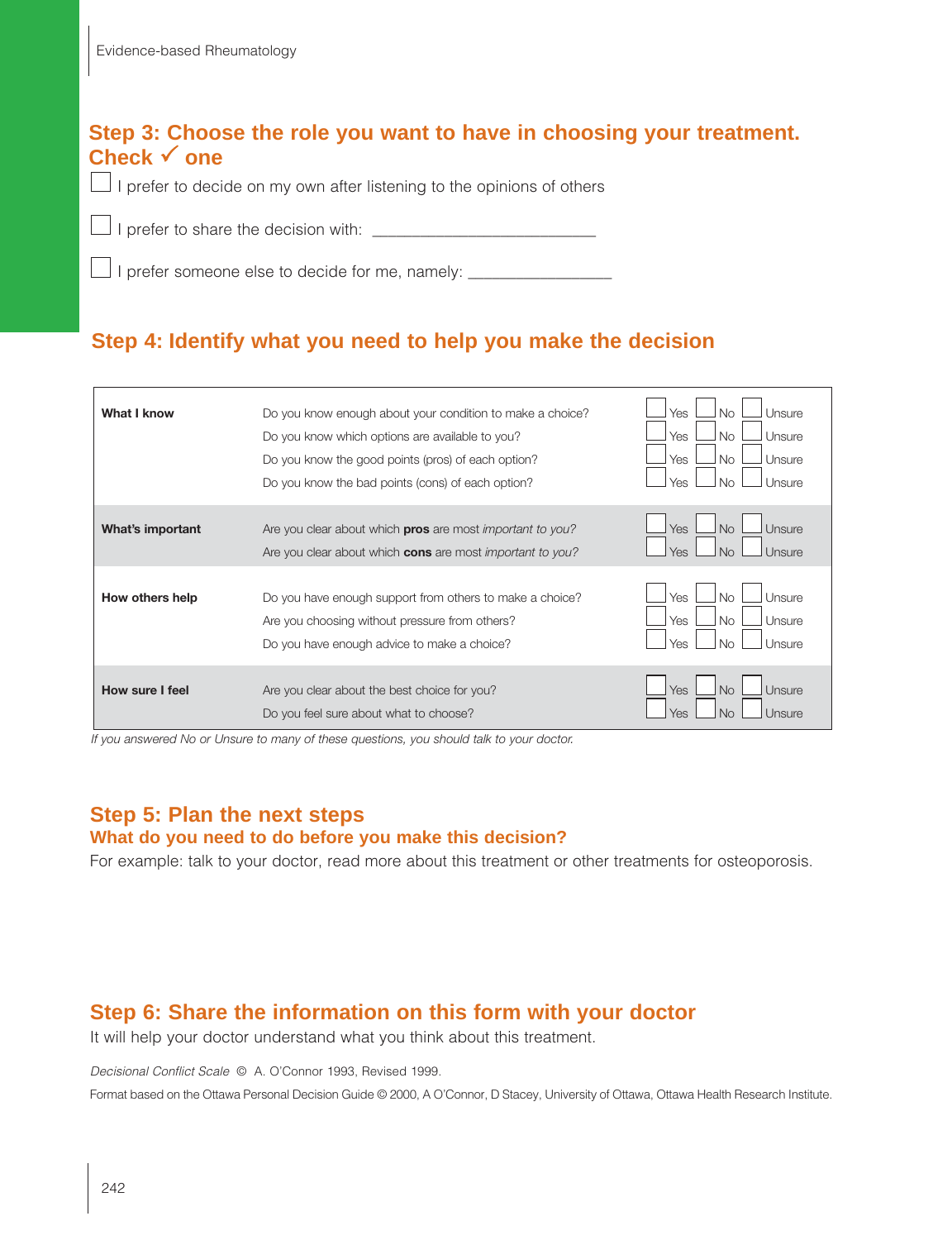## Step 3: Choose the role you want to have in choosing your treatment. Check ✓ one

☐ I prefer to decide on my own after listening to the opinions of others

☐ I prefer to share the decision with: ___________________________

☐ I prefer someone else to decide for me, namely: _________________

## Step 4: Identify what you need to help you make the decision

| | | |
|---|---|---|
| **What I know** | Do you know enough about your condition to make a choice? | ☐ Yes ☐ No ☐ Unsure |
| | Do you know which options are available to you? | ☐ Yes ☐ No ☐ Unsure |
| | Do you know the good points (pros) of each option? | ☐ Yes ☐ No ☐ Unsure |
| | Do you know the bad points (cons) of each option? | ☐ Yes ☐ No ☐ Unsure |
| **What's important** | Are you clear about which **pros** are most *important to you?* | ☐ Yes ☐ No ☐ Unsure |
| | Are you clear about which **cons** are most *important to you?* | ☐ Yes ☐ No ☐ Unsure |
| **How others help** | Do you have enough support from others to make a choice? | ☐ Yes ☐ No ☐ Unsure |
| | Are you choosing without pressure from others? | ☐ Yes ☐ No ☐ Unsure |
| | Do you have enough advice to make a choice? | ☐ Yes ☐ No ☐ Unsure |
| **How sure I feel** | Are you clear about the best choice for you? | ☐ Yes ☐ No ☐ Unsure |
| | Do you feel sure about what to choose? | ☐ Yes ☐ No ☐ Unsure |

*If you answered No or Unsure to many of these questions, you should talk to your doctor.*

## Step 5: Plan the next steps

### What do you need to do before you make this decision?

For example: talk to your doctor, read more about this treatment or other treatments for osteoporosis.

## Step 6: Share the information on this form with your doctor

It will help your doctor understand what you think about this treatment.

*Decisional Conflict Scale* © A. O'Connor 1993, Revised 1999.

Format based on the Ottawa Personal Decision Guide © 2000, A O'Connor, D Stacey, University of Ottawa, Ottawa Health Research Institute.